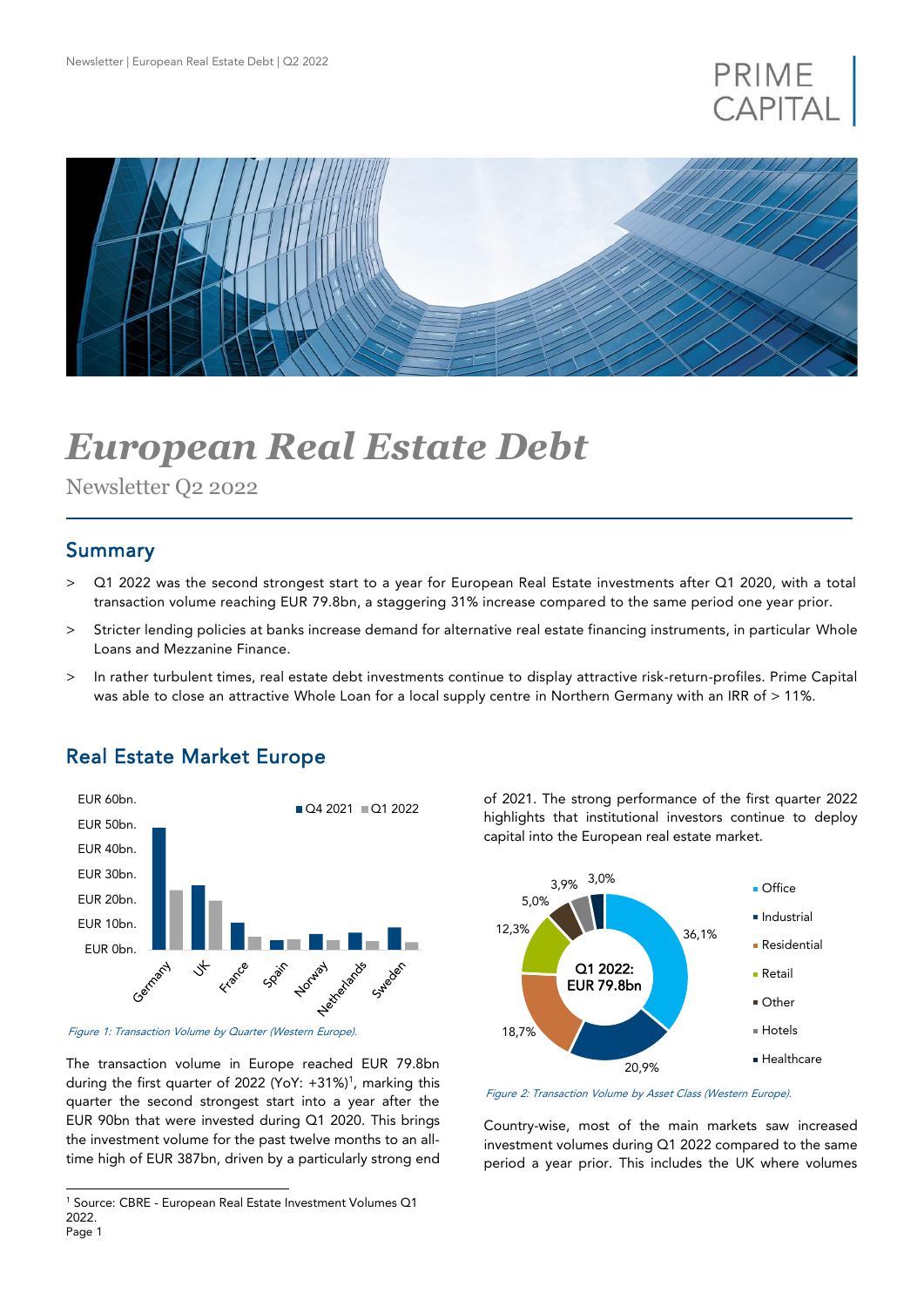# *European Real Estate Debt*

Newsletter Q2 2022

## Summary

- Q1 2022 was the second strongest start to a year for European Real Estate investments after Q1 2020, with a total transaction volume reaching EUR 79.8bn, a staggering 31% increase compared to the same period one year prior.
- Stricter lending policies at banks increase demand for alternative real estate financing instruments, in particular Whole Loans and Mezzanine Finance.
- In rather turbulent times, real estate debt investments continue to display attractive risk-return-profiles. Prime Capital was able to close an attractive Whole Loan for a local supply centre in Northern Germany with an IRR of > 11%.

## Real Estate Market Europe

*Figure 1: Transaction Volume by Quarter (Western Europe).*

The transaction volume in Europe reached EUR 79.8bn during the first quarter of 2022 (YoY: +31%)[1], marking this quarter the second strongest start into a year after the EUR 90bn that were invested during Q1 2020. This brings the investment volume for the past twelve months to an all-time high of EUR 387bn, driven by a particularly strong end of 2021. The strong performance of the first quarter 2022 highlights that institutional investors continue to deploy capital into the European real estate market.

*Figure 2: Transaction Volume by Asset Class (Western Europe).*

Country-wise, most of the main markets saw increased investment volumes during Q1 2022 compared to the same period a year prior. This includes the UK where volumes

[1] Source: CBRE - European Real Estate Investment Volumes Q1 2022.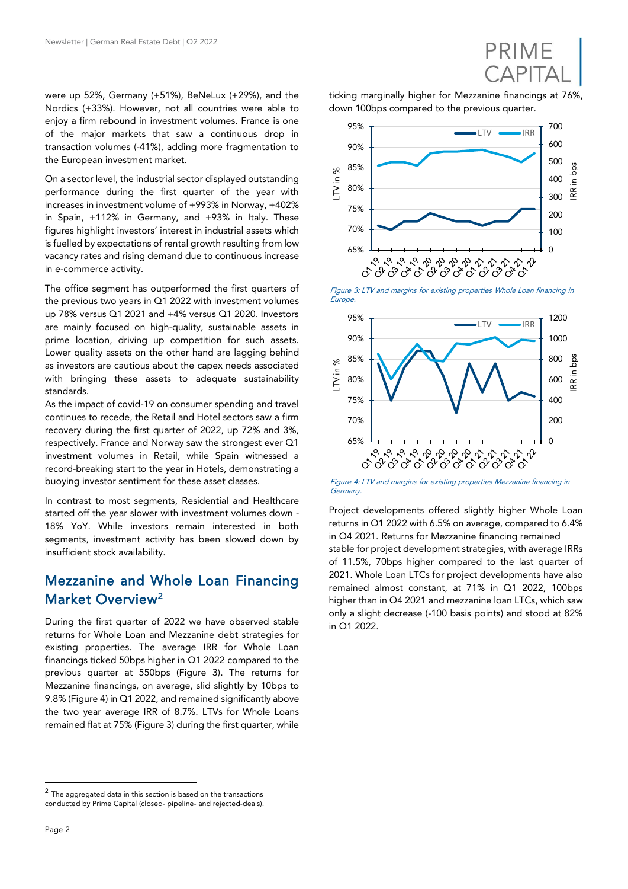were up 52%, Germany (+51%), BeNeLux (+29%), and the Nordics (+33%). However, not all countries were able to enjoy a firm rebound in investment volumes. France is one of the major markets that saw a continuous drop in transaction volumes (-41%), adding more fragmentation to the European investment market.

On a sector level, the industrial sector displayed outstanding performance during the first quarter of the year with increases in investment volume of +993% in Norway, +402% in Spain, +112% in Germany, and +93% in Italy. These figures highlight investors' interest in industrial assets which is fuelled by expectations of rental growth resulting from low vacancy rates and rising demand due to continuous increase in e-commerce activity.

The office segment has outperformed the first quarters of the previous two years in Q1 2022 with investment volumes up 78% versus Q1 2021 and +4% versus Q1 2020. Investors are mainly focused on high-quality, sustainable assets in prime location, driving up competition for such assets. Lower quality assets on the other hand are lagging behind as investors are cautious about the capex needs associated with bringing these assets to adequate sustainability standards.

As the impact of covid-19 on consumer spending and travel continues to recede, the Retail and Hotel sectors saw a firm recovery during the first quarter of 2022, up 72% and 3%, respectively. France and Norway saw the strongest ever Q1 investment volumes in Retail, while Spain witnessed a record-breaking start to the year in Hotels, demonstrating a buoying investor sentiment for these asset classes.

In contrast to most segments, Residential and Healthcare started off the year slower with investment volumes down -18% YoY. While investors remain interested in both segments, investment activity has been slowed down by insufficient stock availability.

## Mezzanine and Whole Loan Financing Market Overview[2]

During the first quarter of 2022 we have observed stable returns for Whole Loan and Mezzanine debt strategies for existing properties. The average IRR for Whole Loan financings ticked 50bps higher in Q1 2022 compared to the previous quarter at 550bps (Figure 3). The returns for Mezzanine financings, on average, slid slightly by 10bps to 9.8% (Figure 4) in Q1 2022, and remained significantly above the two year average IRR of 8.7%. LTVs for Whole Loans remained flat at 75% (Figure 3) during the first quarter, while ticking marginally higher for Mezzanine financings at 76%, down 100bps compared to the previous quarter.

*Figure 3: LTV and margins for existing properties Whole Loan financing in Europe.*

*Figure 4: LTV and margins for existing properties Mezzanine financing in Germany.*

Project developments offered slightly higher Whole Loan returns in Q1 2022 with 6.5% on average, compared to 6.4% in Q4 2021. Returns for Mezzanine financing remained stable for project development strategies, with average IRRs of 11.5%, 70bps higher compared to the last quarter of 2021. Whole Loan LTCs for project developments have also remained almost constant, at 71% in Q1 2022, 100bps higher than in Q4 2021 and mezzanine loan LTCs, which saw only a slight decrease (-100 basis points) and stood at 82% in Q1 2022.

[2] The aggregated data in this section is based on the transactions conducted by Prime Capital (closed- pipeline- and rejected-deals).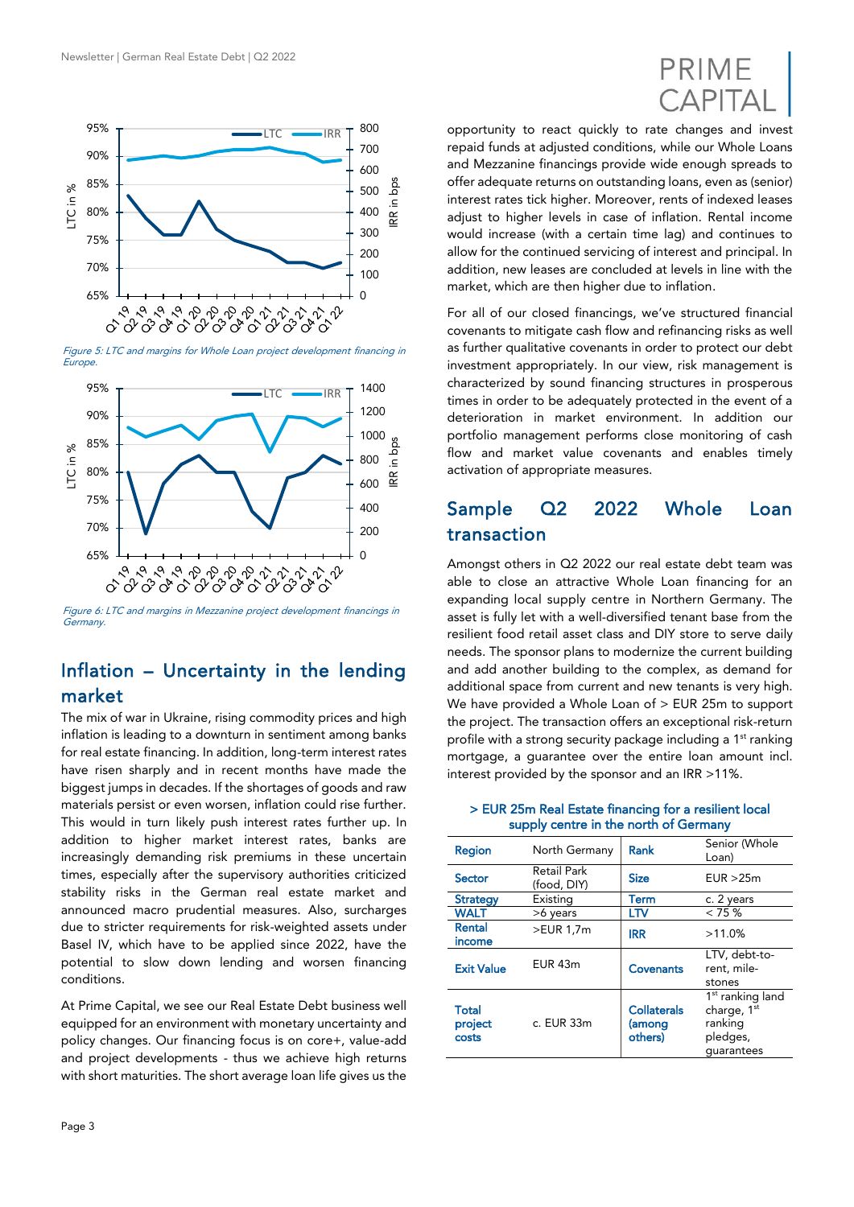Figure 5: LTC and margins for Whole Loan project development financing in Europe.

Figure 6: LTC and margins in Mezzanine project development financings in Germany.

## Inflation – Uncertainty in the lending market

The mix of war in Ukraine, rising commodity prices and high inflation is leading to a downturn in sentiment among banks for real estate financing. In addition, long-term interest rates have risen sharply and in recent months have made the biggest jumps in decades. If the shortages of goods and raw materials persist or even worsen, inflation could rise further. This would in turn likely push interest rates further up. In addition to higher market interest rates, banks are increasingly demanding risk premiums in these uncertain times, especially after the supervisory authorities criticized stability risks in the German real estate market and announced macro prudential measures. Also, surcharges due to stricter requirements for risk-weighted assets under Basel IV, which have to be applied since 2022, have the potential to slow down lending and worsen financing conditions.

At Prime Capital, we see our Real Estate Debt business well equipped for an environment with monetary uncertainty and policy changes. Our financing focus is on core+, value-add and project developments - thus we achieve high returns with short maturities. The short average loan life gives us the opportunity to react quickly to rate changes and invest repaid funds at adjusted conditions, while our Whole Loans and Mezzanine financings provide wide enough spreads to offer adequate returns on outstanding loans, even as (senior) interest rates tick higher. Moreover, rents of indexed leases adjust to higher levels in case of inflation. Rental income would increase (with a certain time lag) and continues to allow for the continued servicing of interest and principal. In addition, new leases are concluded at levels in line with the market, which are then higher due to inflation.

For all of our closed financings, we've structured financial covenants to mitigate cash flow and refinancing risks as well as further qualitative covenants in order to protect our debt investment appropriately. In our view, risk management is characterized by sound financing structures in prosperous times in order to be adequately protected in the event of a deterioration in market environment. In addition our portfolio management performs close monitoring of cash flow and market value covenants and enables timely activation of appropriate measures.

## Sample Q2 2022 Whole Loan transaction

Amongst others in Q2 2022 our real estate debt team was able to close an attractive Whole Loan financing for an expanding local supply centre in Northern Germany. The asset is fully let with a well-diversified tenant base from the resilient food retail asset class and DIY store to serve daily needs. The sponsor plans to modernize the current building and add another building to the complex, as demand for additional space from current and new tenants is very high. We have provided a Whole Loan of > EUR 25m to support the project. The transaction offers an exceptional risk-return profile with a strong security package including a 1st ranking mortgage, a guarantee over the entire loan amount incl. interest provided by the sponsor and an IRR >11%.

**> EUR 25m Real Estate financing for a resilient local supply centre in the north of Germany**

| Region | North Germany | Rank | Senior (Whole Loan) |
|---|---|---|---|
| Sector | Retail Park (food, DIY) | Size | EUR >25m |
| Strategy | Existing | Term | c. 2 years |
| WALT | >6 years | LTV | < 75 % |
| Rental income | >EUR 1,7m | IRR | >11.0% |
| Exit Value | EUR 43m | Covenants | LTV, debt-to-rent, mile-stones |
| Total project costs | c. EUR 33m | Collaterals (among others) | 1st ranking land charge, 1st ranking pledges, guarantees |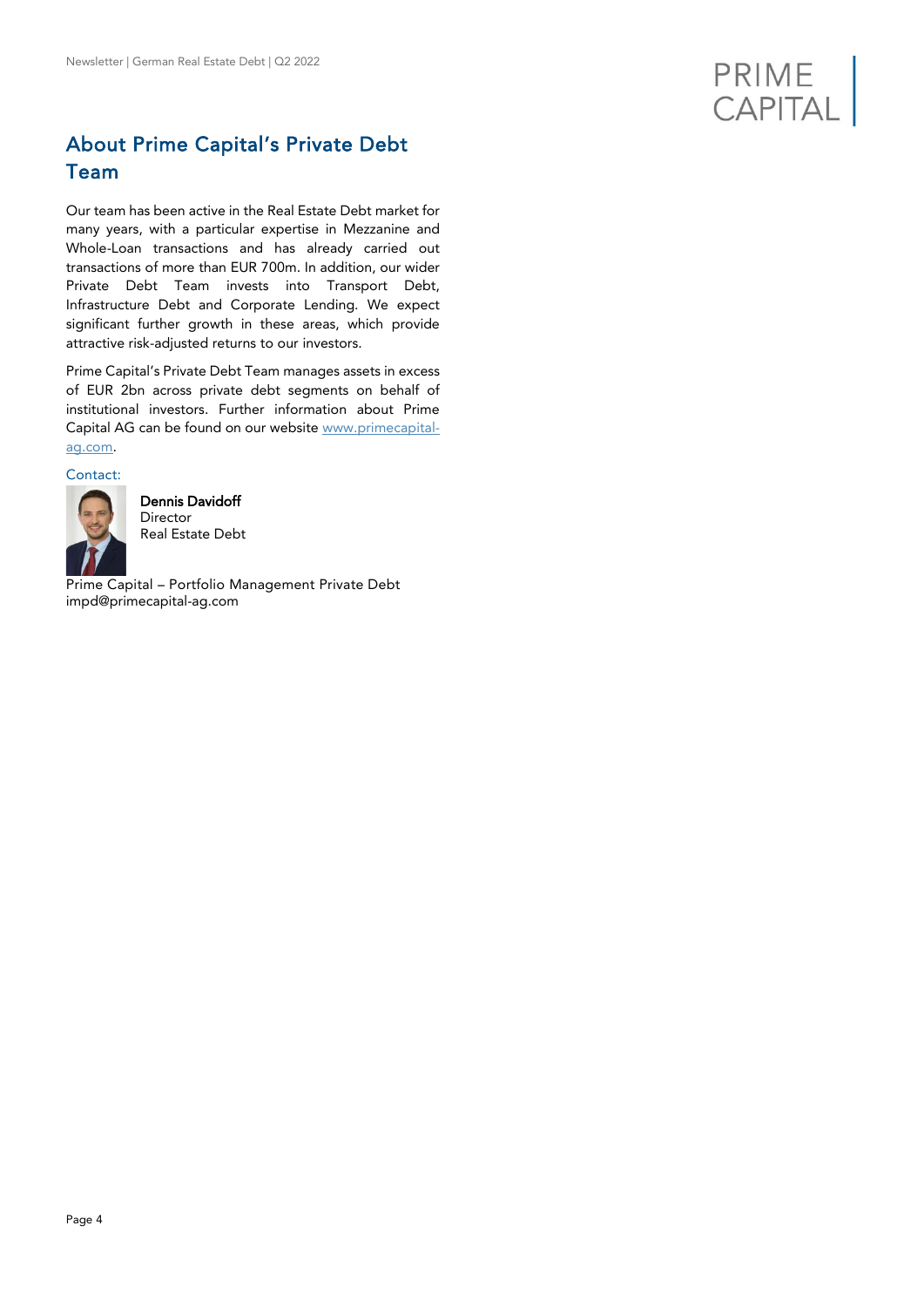## About Prime Capital's Private Debt Team

Our team has been active in the Real Estate Debt market for many years, with a particular expertise in Mezzanine and Whole-Loan transactions and has already carried out transactions of more than EUR 700m. In addition, our wider Private Debt Team invests into Transport Debt, Infrastructure Debt and Corporate Lending. We expect significant further growth in these areas, which provide attractive risk-adjusted returns to our investors.

Prime Capital's Private Debt Team manages assets in excess of EUR 2bn across private debt segments on behalf of institutional investors. Further information about Prime Capital AG can be found on our website www.primecapital-ag.com.

Contact:

**Dennis Davidoff**
Director
Real Estate Debt

Prime Capital – Portfolio Management Private Debt
impd@primecapital-ag.com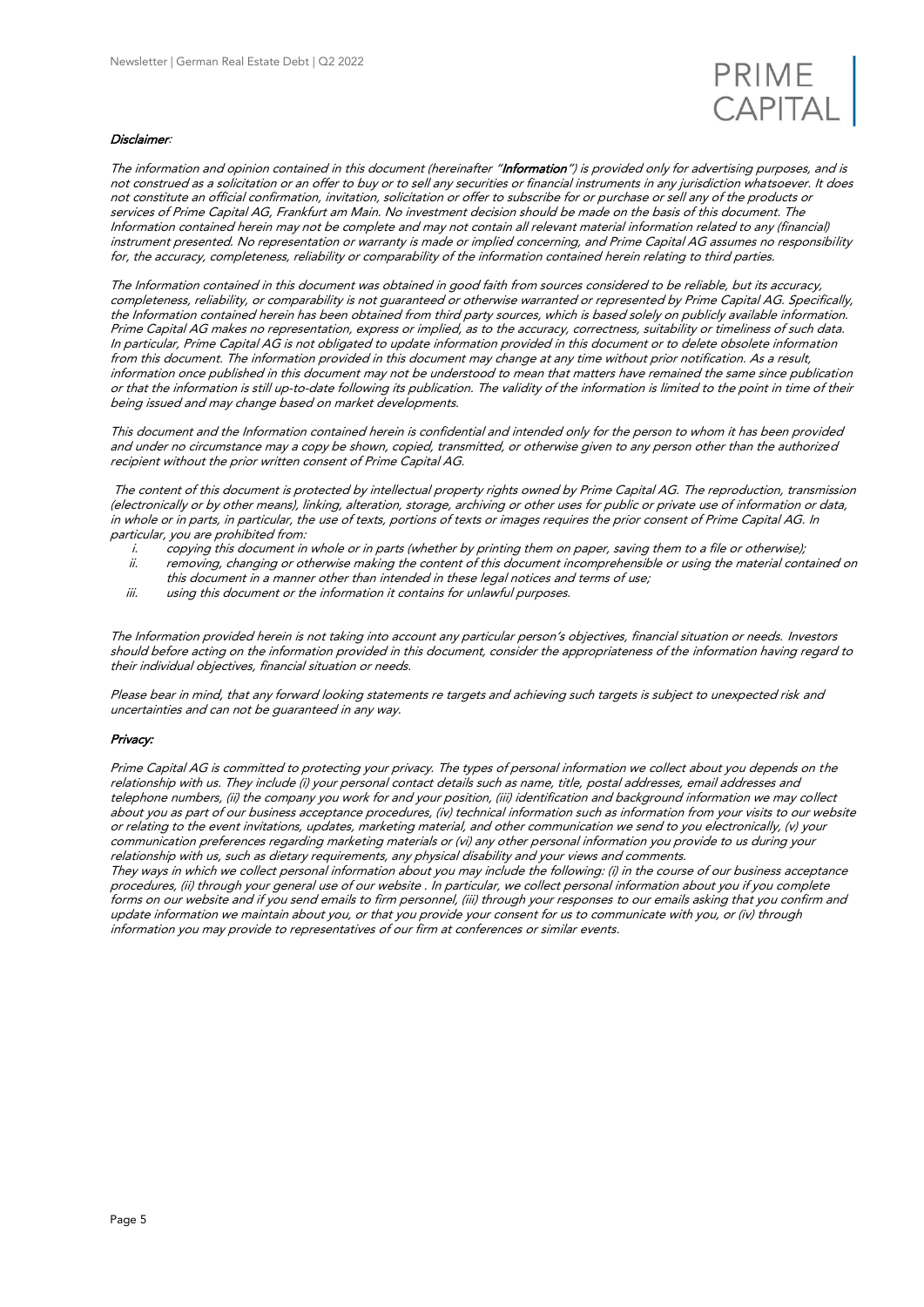***Disclaimer:***

*The information and opinion contained in this document (hereinafter "**Information**") is provided only for advertising purposes, and is not construed as a solicitation or an offer to buy or to sell any securities or financial instruments in any jurisdiction whatsoever. It does not constitute an official confirmation, invitation, solicitation or offer to subscribe for or purchase or sell any of the products or services of Prime Capital AG, Frankfurt am Main. No investment decision should be made on the basis of this document. The Information contained herein may not be complete and may not contain all relevant material information related to any (financial) instrument presented. No representation or warranty is made or implied concerning, and Prime Capital AG assumes no responsibility for, the accuracy, completeness, reliability or comparability of the information contained herein relating to third parties.*

*The Information contained in this document was obtained in good faith from sources considered to be reliable, but its accuracy, completeness, reliability, or comparability is not guaranteed or otherwise warranted or represented by Prime Capital AG. Specifically, the Information contained herein has been obtained from third party sources, which is based solely on publicly available information. Prime Capital AG makes no representation, express or implied, as to the accuracy, correctness, suitability or timeliness of such data. In particular, Prime Capital AG is not obligated to update information provided in this document or to delete obsolete information from this document. The information provided in this document may change at any time without prior notification. As a result, information once published in this document may not be understood to mean that matters have remained the same since publication or that the information is still up-to-date following its publication. The validity of the information is limited to the point in time of their being issued and may change based on market developments.*

*This document and the Information contained herein is confidential and intended only for the person to whom it has been provided and under no circumstance may a copy be shown, copied, transmitted, or otherwise given to any person other than the authorized recipient without the prior written consent of Prime Capital AG.*

*The content of this document is protected by intellectual property rights owned by Prime Capital AG. The reproduction, transmission (electronically or by other means), linking, alteration, storage, archiving or other uses for public or private use of information or data, in whole or in parts, in particular, the use of texts, portions of texts or images requires the prior consent of Prime Capital AG. In particular, you are prohibited from:*

1. *copying this document in whole or in parts (whether by printing them on paper, saving them to a file or otherwise);*
2. *removing, changing or otherwise making the content of this document incomprehensible or using the material contained on this document in a manner other than intended in these legal notices and terms of use;*
3. *using this document or the information it contains for unlawful purposes.*

*The Information provided herein is not taking into account any particular person's objectives, financial situation or needs. Investors should before acting on the information provided in this document, consider the appropriateness of the information having regard to their individual objectives, financial situation or needs.*

*Please bear in mind, that any forward looking statements re targets and achieving such targets is subject to unexpected risk and uncertainties and can not be guaranteed in any way.*

***Privacy:***

*Prime Capital AG is committed to protecting your privacy. The types of personal information we collect about you depends on the relationship with us. They include (i) your personal contact details such as name, title, postal addresses, email addresses and telephone numbers, (ii) the company you work for and your position, (iii) identification and background information we may collect about you as part of our business acceptance procedures, (iv) technical information such as information from your visits to our website or relating to the event invitations, updates, marketing material, and other communication we send to you electronically, (v) your communication preferences regarding marketing materials or (vi) any other personal information you provide to us during your relationship with us, such as dietary requirements, any physical disability and your views and comments.*
*They ways in which we collect personal information about you may include the following: (i) in the course of our business acceptance procedures, (ii) through your general use of our website . In particular, we collect personal information about you if you complete forms on our website and if you send emails to firm personnel, (iii) through your responses to our emails asking that you confirm and update information we maintain about you, or that you provide your consent for us to communicate with you, or (iv) through information you may provide to representatives of our firm at conferences or similar events.*